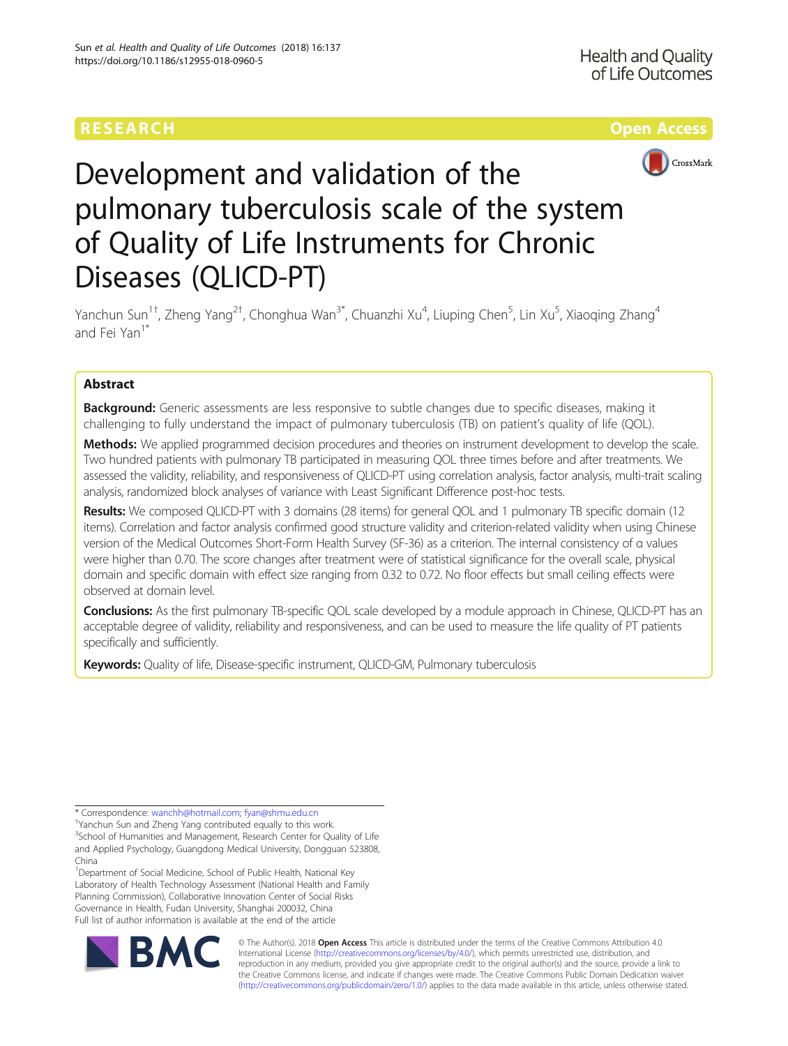RESEARCH Open Access

# Development and validation of the pulmonary tuberculosis scale of the system of Quality of Life Instruments for Chronic Diseases (QLICD-PT)

Yanchun Sun[1†], Zheng Yang[2†], Chonghua Wan[3*], Chuanzhi Xu[4], Liuping Chen[5], Lin Xu[5], Xiaoqing Zhang[4] and Fei Yan[1*]

## Abstract

**Background:** Generic assessments are less responsive to subtle changes due to specific diseases, making it challenging to fully understand the impact of pulmonary tuberculosis (TB) on patient's quality of life (QOL).

**Methods:** We applied programmed decision procedures and theories on instrument development to develop the scale. Two hundred patients with pulmonary TB participated in measuring QOL three times before and after treatments. We assessed the validity, reliability, and responsiveness of QLICD-PT using correlation analysis, factor analysis, multi-trait scaling analysis, randomized block analyses of variance with Least Significant Difference post-hoc tests.

**Results:** We composed QLICD-PT with 3 domains (28 items) for general QOL and 1 pulmonary TB specific domain (12 items). Correlation and factor analysis confirmed good structure validity and criterion-related validity when using Chinese version of the Medical Outcomes Short-Form Health Survey (SF-36) as a criterion. The internal consistency of α values were higher than 0.70. The score changes after treatment were of statistical significance for the overall scale, physical domain and specific domain with effect size ranging from 0.32 to 0.72. No floor effects but small ceiling effects were observed at domain level.

**Conclusions:** As the first pulmonary TB-specific QOL scale developed by a module approach in Chinese, QLICD-PT has an acceptable degree of validity, reliability and responsiveness, and can be used to measure the life quality of PT patients specifically and sufficiently.

**Keywords:** Quality of life, Disease-specific instrument, QLICD-GM, Pulmonary tuberculosis

---

* Correspondence: wanchh@hotmail.com; fyan@shmu.edu.cn

†Yanchun Sun and Zheng Yang contributed equally to this work.

[3]School of Humanities and Management, Research Center for Quality of Life and Applied Psychology, Guangdong Medical University, Dongguan 523808, China

[1]Department of Social Medicine, School of Public Health, National Key Laboratory of Health Technology Assessment (National Health and Family Planning Commission), Collaborative Innovation Center of Social Risks Governance in Health, Fudan University, Shanghai 200032, China

Full list of author information is available at the end of the article

© The Author(s). 2018 **Open Access** This article is distributed under the terms of the Creative Commons Attribution 4.0 International License (http://creativecommons.org/licenses/by/4.0/), which permits unrestricted use, distribution, and reproduction in any medium, provided you give appropriate credit to the original author(s) and the source, provide a link to the Creative Commons license, and indicate if changes were made. The Creative Commons Public Domain Dedication waiver (http://creativecommons.org/publicdomain/zero/1.0/) applies to the data made available in this article, unless otherwise stated.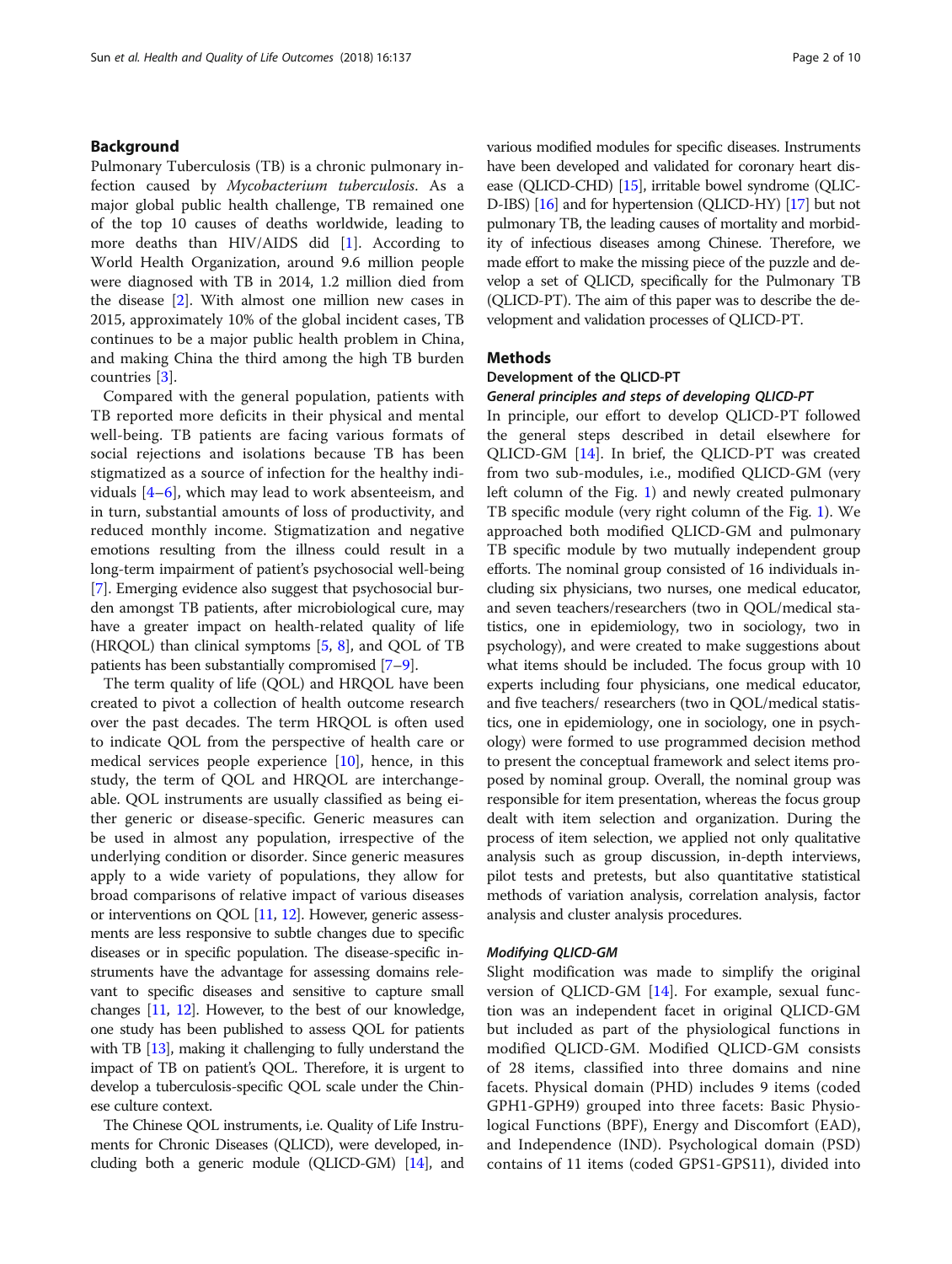## Background

Pulmonary Tuberculosis (TB) is a chronic pulmonary infection caused by *Mycobacterium tuberculosis*. As a major global public health challenge, TB remained one of the top 10 causes of deaths worldwide, leading to more deaths than HIV/AIDS did [1]. According to World Health Organization, around 9.6 million people were diagnosed with TB in 2014, 1.2 million died from the disease [2]. With almost one million new cases in 2015, approximately 10% of the global incident cases, TB continues to be a major public health problem in China, and making China the third among the high TB burden countries [3].

Compared with the general population, patients with TB reported more deficits in their physical and mental well-being. TB patients are facing various formats of social rejections and isolations because TB has been stigmatized as a source of infection for the healthy individuals [4–6], which may lead to work absenteeism, and in turn, substantial amounts of loss of productivity, and reduced monthly income. Stigmatization and negative emotions resulting from the illness could result in a long-term impairment of patient's psychosocial well-being [7]. Emerging evidence also suggest that psychosocial burden amongst TB patients, after microbiological cure, may have a greater impact on health-related quality of life (HRQOL) than clinical symptoms [5, 8], and QOL of TB patients has been substantially compromised [7–9].

The term quality of life (QOL) and HRQOL have been created to pivot a collection of health outcome research over the past decades. The term HRQOL is often used to indicate QOL from the perspective of health care or medical services people experience [10], hence, in this study, the term of QOL and HRQOL are interchangeable. QOL instruments are usually classified as being either generic or disease-specific. Generic measures can be used in almost any population, irrespective of the underlying condition or disorder. Since generic measures apply to a wide variety of populations, they allow for broad comparisons of relative impact of various diseases or interventions on QOL [11, 12]. However, generic assessments are less responsive to subtle changes due to specific diseases or in specific population. The disease-specific instruments have the advantage for assessing domains relevant to specific diseases and sensitive to capture small changes [11, 12]. However, to the best of our knowledge, one study has been published to assess QOL for patients with TB [13], making it challenging to fully understand the impact of TB on patient's QOL. Therefore, it is urgent to develop a tuberculosis-specific QOL scale under the Chinese culture context.

The Chinese QOL instruments, i.e. Quality of Life Instruments for Chronic Diseases (QLICD), were developed, including both a generic module (QLICD-GM) [14], and various modified modules for specific diseases. Instruments have been developed and validated for coronary heart disease (QLICD-CHD) [15], irritable bowel syndrome (QLICD-IBS) [16] and for hypertension (QLICD-HY) [17] but not pulmonary TB, the leading causes of mortality and morbidity of infectious diseases among Chinese. Therefore, we made effort to make the missing piece of the puzzle and develop a set of QLICD, specifically for the Pulmonary TB (QLICD-PT). The aim of this paper was to describe the development and validation processes of QLICD-PT.

## Methods

### Development of the QLICD-PT

#### *General principles and steps of developing QLICD-PT*

In principle, our effort to develop QLICD-PT followed the general steps described in detail elsewhere for QLICD-GM [14]. In brief, the QLICD-PT was created from two sub-modules, i.e., modified QLICD-GM (very left column of the Fig. 1) and newly created pulmonary TB specific module (very right column of the Fig. 1). We approached both modified QLICD-GM and pulmonary TB specific module by two mutually independent group efforts. The nominal group consisted of 16 individuals including six physicians, two nurses, one medical educator, and seven teachers/researchers (two in QOL/medical statistics, one in epidemiology, two in sociology, two in psychology), and were created to make suggestions about what items should be included. The focus group with 10 experts including four physicians, one medical educator, and five teachers/ researchers (two in QOL/medical statistics, one in epidemiology, one in sociology, one in psychology) were formed to use programmed decision method to present the conceptual framework and select items proposed by nominal group. Overall, the nominal group was responsible for item presentation, whereas the focus group dealt with item selection and organization. During the process of item selection, we applied not only qualitative analysis such as group discussion, in-depth interviews, pilot tests and pretests, but also quantitative statistical methods of variation analysis, correlation analysis, factor analysis and cluster analysis procedures.

#### *Modifying QLICD-GM*

Slight modification was made to simplify the original version of QLICD-GM [14]. For example, sexual function was an independent facet in original QLICD-GM but included as part of the physiological functions in modified QLICD-GM. Modified QLICD-GM consists of 28 items, classified into three domains and nine facets. Physical domain (PHD) includes 9 items (coded GPH1-GPH9) grouped into three facets: Basic Physiological Functions (BPF), Energy and Discomfort (EAD), and Independence (IND). Psychological domain (PSD) contains of 11 items (coded GPS1-GPS11), divided into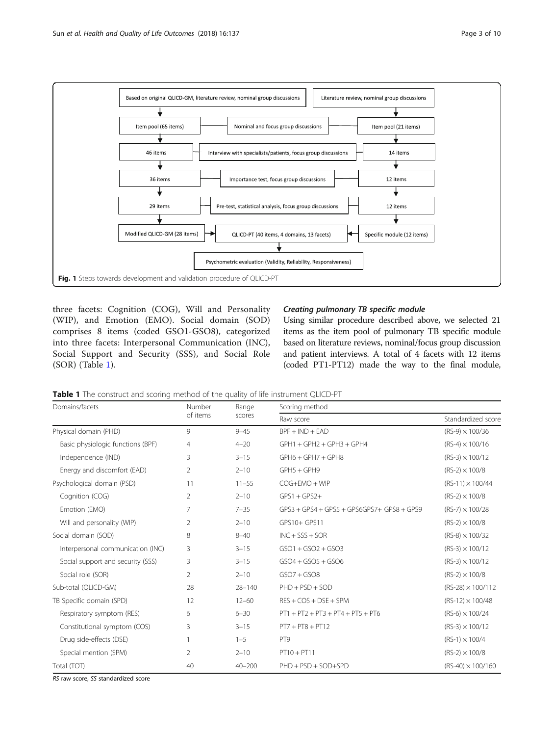Fig. 1 Steps towards development and validation procedure of QLICD-PT

three facets: Cognition (COG), Will and Personality (WIP), and Emotion (EMO). Social domain (SOD) comprises 8 items (coded GSO1-GSO8), categorized into three facets: Interpersonal Communication (INC), Social Support and Security (SSS), and Social Role (SOR) (Table 1).

### *Creating pulmonary TB specific module*

Using similar procedure described above, we selected 21 items as the item pool of pulmonary TB specific module based on literature reviews, nominal/focus group discussion and patient interviews. A total of 4 facets with 12 items (coded PT1-PT12) made the way to the final module,

**Table 1** The construct and scoring method of the quality of life instrument QLICD-PT

| Domains/facets | Number of items | Range scores | Scoring method | |
|---|---|---|---|---|
| | | | Raw score | Standardized score |
| Physical domain (PHD) | 9 | 9–45 | BPF + IND + EAD | (RS-9) × 100/36 |
| Basic physiologic functions (BPF) | 4 | 4–20 | GPH1 + GPH2 + GPH3 + GPH4 | (RS-4) × 100/16 |
| Independence (IND) | 3 | 3–15 | GPH6 + GPH7 + GPH8 | (RS-3) × 100/12 |
| Energy and discomfort (EAD) | 2 | 2–10 | GPH5 + GPH9 | (RS-2) × 100/8 |
| Psychological domain (PSD) | 11 | 11–55 | COG+EMO + WIP | (RS-11) × 100/44 |
| Cognition (COG) | 2 | 2–10 | GPS1 + GPS2+ | (RS-2) × 100/8 |
| Emotion (EMO) | 7 | 7–35 | GPS3 + GPS4 + GPS5 + GPS6GPS7+ GPS8 + GPS9 | (RS-7) × 100/28 |
| Will and personality (WIP) | 2 | 2–10 | GPS10+ GPS11 | (RS-2) × 100/8 |
| Social domain (SOD) | 8 | 8–40 | INC + SSS + SOR | (RS-8) × 100/32 |
| Interpersonal communication (INC) | 3 | 3–15 | GSO1 + GSO2 + GSO3 | (RS-3) × 100/12 |
| Social support and security (SSS) | 3 | 3–15 | GSO4 + GSO5 + GSO6 | (RS-3) × 100/12 |
| Social role (SOR) | 2 | 2–10 | GSO7 + GSO8 | (RS-2) × 100/8 |
| Sub-total (QLICD-GM) | 28 | 28–140 | PHD + PSD + SOD | (RS-28) × 100/112 |
| TB Specific domain (SPD) | 12 | 12–60 | RES + COS + DSE + SPM | (RS-12) × 100/48 |
| Respiratory symptom (RES) | 6 | 6–30 | PT1 + PT2 + PT3 + PT4 + PT5 + PT6 | (RS-6) × 100/24 |
| Constitutional symptom (COS) | 3 | 3–15 | PT7 + PT8 + PT12 | (RS-3) × 100/12 |
| Drug side-effects (DSE) | 1 | 1–5 | PT9 | (RS-1) × 100/4 |
| Special mention (SPM) | 2 | 2–10 | PT10 + PT11 | (RS-2) × 100/8 |
| Total (TOT) | 40 | 40–200 | PHD + PSD + SOD+SPD | (RS-40) × 100/160 |

*RS* raw score, *SS* standardized score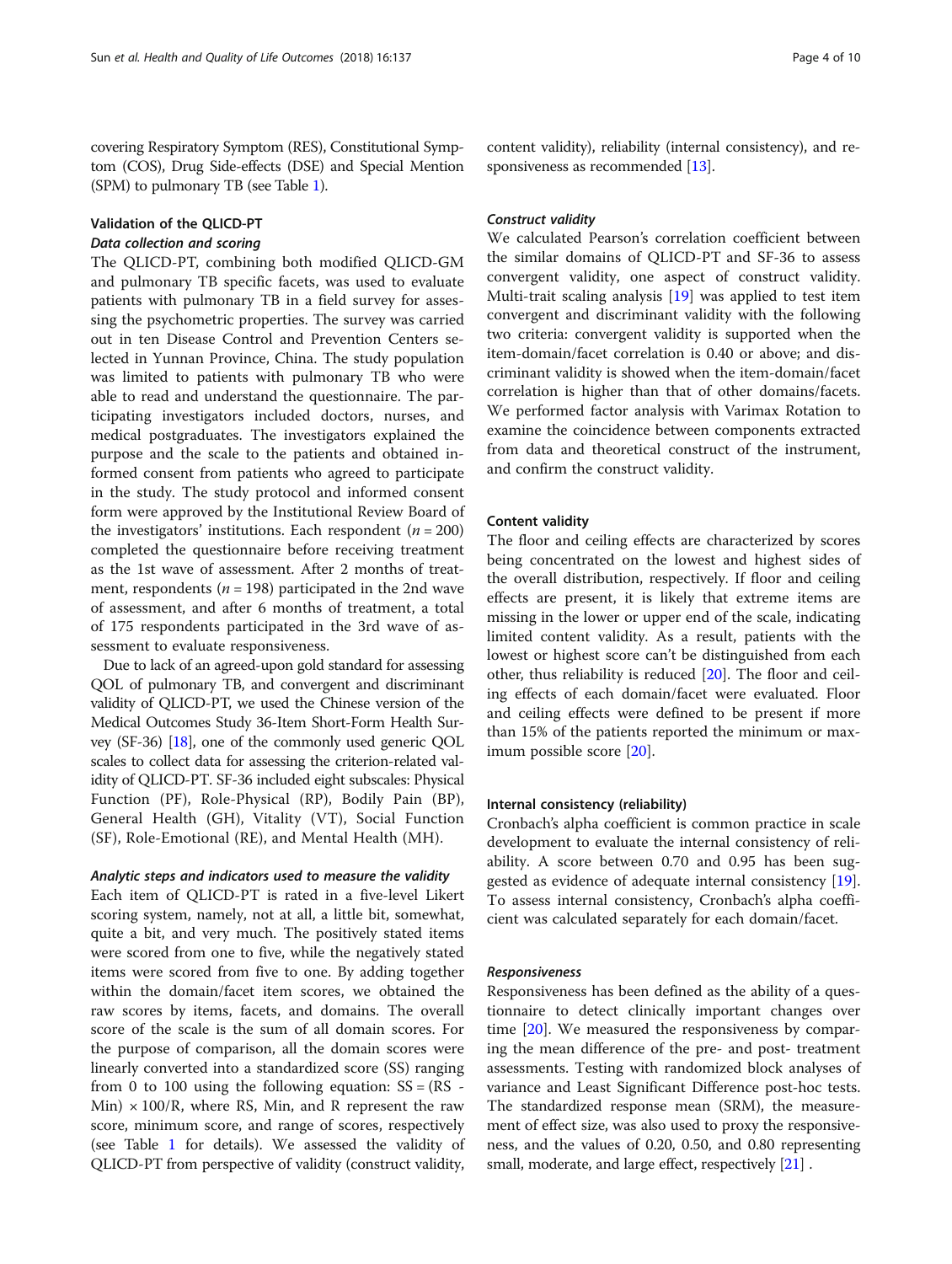covering Respiratory Symptom (RES), Constitutional Symptom (COS), Drug Side-effects (DSE) and Special Mention (SPM) to pulmonary TB (see Table 1).

### Validation of the QLICD-PT

#### *Data collection and scoring*

The QLICD-PT, combining both modified QLICD-GM and pulmonary TB specific facets, was used to evaluate patients with pulmonary TB in a field survey for assessing the psychometric properties. The survey was carried out in ten Disease Control and Prevention Centers selected in Yunnan Province, China. The study population was limited to patients with pulmonary TB who were able to read and understand the questionnaire. The participating investigators included doctors, nurses, and medical postgraduates. The investigators explained the purpose and the scale to the patients and obtained informed consent from patients who agreed to participate in the study. The study protocol and informed consent form were approved by the Institutional Review Board of the investigators' institutions. Each respondent ($n = 200$) completed the questionnaire before receiving treatment as the 1st wave of assessment. After 2 months of treatment, respondents ($n = 198$) participated in the 2nd wave of assessment, and after 6 months of treatment, a total of 175 respondents participated in the 3rd wave of assessment to evaluate responsiveness.

Due to lack of an agreed-upon gold standard for assessing QOL of pulmonary TB, and convergent and discriminant validity of QLICD-PT, we used the Chinese version of the Medical Outcomes Study 36-Item Short-Form Health Survey (SF-36) [18], one of the commonly used generic QOL scales to collect data for assessing the criterion-related validity of QLICD-PT. SF-36 included eight subscales: Physical Function (PF), Role-Physical (RP), Bodily Pain (BP), General Health (GH), Vitality (VT), Social Function (SF), Role-Emotional (RE), and Mental Health (MH).

#### *Analytic steps and indicators used to measure the validity*

Each item of QLICD-PT is rated in a five-level Likert scoring system, namely, not at all, a little bit, somewhat, quite a bit, and very much. The positively stated items were scored from one to five, while the negatively stated items were scored from five to one. By adding together within the domain/facet item scores, we obtained the raw scores by items, facets, and domains. The overall score of the scale is the sum of all domain scores. For the purpose of comparison, all the domain scores were linearly converted into a standardized score (SS) ranging from 0 to 100 using the following equation: $SS = (RS - Min) \times 100/R$, where RS, Min, and R represent the raw score, minimum score, and range of scores, respectively (see Table 1 for details). We assessed the validity of QLICD-PT from perspective of validity (construct validity, content validity), reliability (internal consistency), and responsiveness as recommended [13].

#### *Construct validity*

We calculated Pearson's correlation coefficient between the similar domains of QLICD-PT and SF-36 to assess convergent validity, one aspect of construct validity. Multi-trait scaling analysis [19] was applied to test item convergent and discriminant validity with the following two criteria: convergent validity is supported when the item-domain/facet correlation is 0.40 or above; and discriminant validity is showed when the item-domain/facet correlation is higher than that of other domains/facets. We performed factor analysis with Varimax Rotation to examine the coincidence between components extracted from data and theoretical construct of the instrument, and confirm the construct validity.

#### Content validity

The floor and ceiling effects are characterized by scores being concentrated on the lowest and highest sides of the overall distribution, respectively. If floor and ceiling effects are present, it is likely that extreme items are missing in the lower or upper end of the scale, indicating limited content validity. As a result, patients with the lowest or highest score can't be distinguished from each other, thus reliability is reduced [20]. The floor and ceiling effects of each domain/facet were evaluated. Floor and ceiling effects were defined to be present if more than 15% of the patients reported the minimum or maximum possible score [20].

#### Internal consistency (reliability)

Cronbach's alpha coefficient is common practice in scale development to evaluate the internal consistency of reliability. A score between 0.70 and 0.95 has been suggested as evidence of adequate internal consistency [19]. To assess internal consistency, Cronbach's alpha coefficient was calculated separately for each domain/facet.

#### *Responsiveness*

Responsiveness has been defined as the ability of a questionnaire to detect clinically important changes over time [20]. We measured the responsiveness by comparing the mean difference of the pre- and post- treatment assessments. Testing with randomized block analyses of variance and Least Significant Difference post-hoc tests. The standardized response mean (SRM), the measurement of effect size, was also used to proxy the responsiveness, and the values of 0.20, 0.50, and 0.80 representing small, moderate, and large effect, respectively [21] .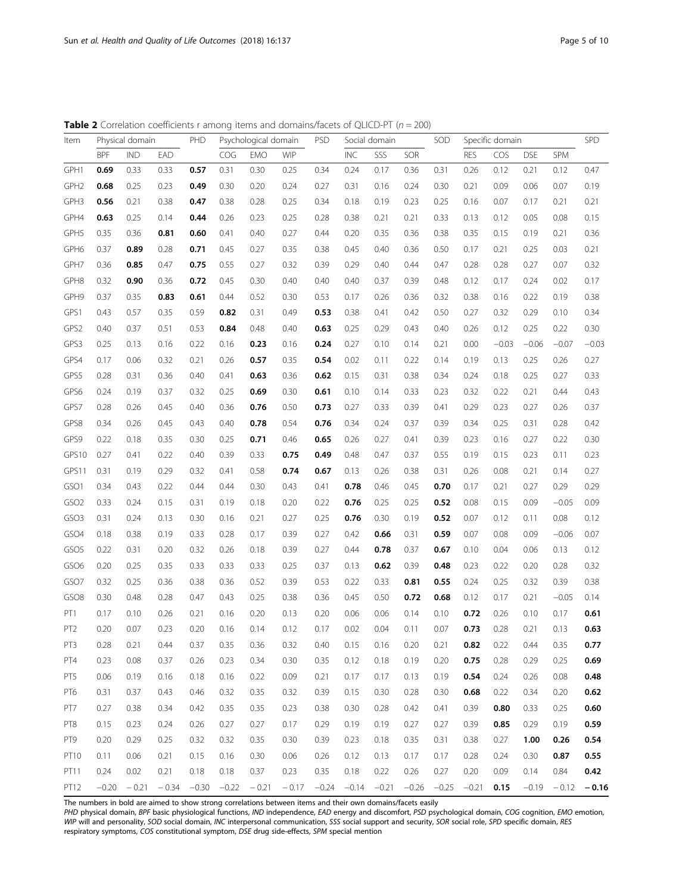**Table 2** Correlation coefficients r among items and domains/facets of QLICD-PT ($n = 200$)

| Item | Physical domain | | | PHD | Psychological domain | | | PSD | Social domain | | | SOD | Specific domain | | | | SPD |
|---|---|---|---|---|---|---|---|---|---|---|---|---|---|---|---|---|---|
| | BPF | IND | EAD | | COG | EMO | WIP | | INC | SSS | SOR | | RES | COS | DSE | SPM | |
| GPH1 | **0.69** | 0.33 | 0.33 | **0.57** | 0.31 | 0.30 | 0.25 | 0.34 | 0.24 | 0.17 | 0.36 | 0.31 | 0.26 | 0.12 | 0.21 | 0.12 | 0.47 |
| GPH2 | **0.68** | 0.25 | 0.23 | **0.49** | 0.30 | 0.20 | 0.24 | 0.27 | 0.31 | 0.16 | 0.24 | 0.30 | 0.21 | 0.09 | 0.06 | 0.07 | 0.19 |
| GPH3 | **0.56** | 0.21 | 0.38 | **0.47** | 0.38 | 0.28 | 0.25 | 0.34 | 0.18 | 0.19 | 0.23 | 0.25 | 0.16 | 0.07 | 0.17 | 0.21 | 0.21 |
| GPH4 | **0.63** | 0.25 | 0.14 | **0.44** | 0.26 | 0.23 | 0.25 | 0.28 | 0.38 | 0.21 | 0.21 | 0.33 | 0.13 | 0.12 | 0.05 | 0.08 | 0.15 |
| GPH5 | 0.35 | 0.36 | **0.81** | **0.60** | 0.41 | 0.40 | 0.27 | 0.44 | 0.20 | 0.35 | 0.36 | 0.38 | 0.35 | 0.15 | 0.19 | 0.21 | 0.36 |
| GPH6 | 0.37 | **0.89** | 0.28 | **0.71** | 0.45 | 0.27 | 0.35 | 0.38 | 0.45 | 0.40 | 0.36 | 0.50 | 0.17 | 0.21 | 0.25 | 0.03 | 0.21 |
| GPH7 | 0.36 | **0.85** | 0.47 | **0.75** | 0.55 | 0.27 | 0.32 | 0.39 | 0.29 | 0.40 | 0.44 | 0.47 | 0.28 | 0.28 | 0.27 | 0.07 | 0.32 |
| GPH8 | 0.32 | **0.90** | 0.36 | **0.72** | 0.45 | 0.30 | 0.40 | 0.40 | 0.40 | 0.37 | 0.39 | 0.48 | 0.12 | 0.17 | 0.24 | 0.02 | 0.17 |
| GPH9 | 0.37 | 0.35 | **0.83** | **0.61** | 0.44 | 0.52 | 0.30 | 0.53 | 0.17 | 0.26 | 0.36 | 0.32 | 0.38 | 0.16 | 0.22 | 0.19 | 0.38 |
| GPS1 | 0.43 | 0.57 | 0.35 | 0.59 | **0.82** | 0.31 | 0.49 | **0.53** | 0.38 | 0.41 | 0.42 | 0.50 | 0.27 | 0.32 | 0.29 | 0.10 | 0.34 |
| GPS2 | 0.40 | 0.37 | 0.51 | 0.53 | **0.84** | 0.48 | 0.40 | **0.63** | 0.25 | 0.29 | 0.43 | 0.40 | 0.26 | 0.12 | 0.25 | 0.22 | 0.30 |
| GPS3 | 0.25 | 0.13 | 0.16 | 0.22 | 0.16 | **0.23** | 0.16 | **0.24** | 0.27 | 0.10 | 0.14 | 0.21 | 0.00 | −0.03 | −0.06 | −0.07 | −0.03 |
| GPS4 | 0.17 | 0.06 | 0.32 | 0.21 | 0.26 | **0.57** | 0.35 | **0.54** | 0.02 | 0.11 | 0.22 | 0.14 | 0.19 | 0.13 | 0.25 | 0.26 | 0.27 |
| GPS5 | 0.28 | 0.31 | 0.36 | 0.40 | 0.41 | **0.63** | 0.36 | **0.62** | 0.15 | 0.31 | 0.38 | 0.34 | 0.24 | 0.18 | 0.25 | 0.27 | 0.33 |
| GPS6 | 0.24 | 0.19 | 0.37 | 0.32 | 0.25 | **0.69** | 0.30 | **0.61** | 0.10 | 0.14 | 0.33 | 0.23 | 0.32 | 0.22 | 0.21 | 0.44 | 0.43 |
| GPS7 | 0.28 | 0.26 | 0.45 | 0.40 | 0.36 | **0.76** | 0.50 | **0.73** | 0.27 | 0.33 | 0.39 | 0.41 | 0.29 | 0.23 | 0.27 | 0.26 | 0.37 |
| GPS8 | 0.34 | 0.26 | 0.45 | 0.43 | 0.40 | **0.78** | 0.54 | **0.76** | 0.34 | 0.24 | 0.37 | 0.39 | 0.34 | 0.25 | 0.31 | 0.28 | 0.42 |
| GPS9 | 0.22 | 0.18 | 0.35 | 0.30 | 0.25 | **0.71** | 0.46 | **0.65** | 0.26 | 0.27 | 0.41 | 0.39 | 0.23 | 0.16 | 0.27 | 0.22 | 0.30 |
| GPS10 | 0.27 | 0.41 | 0.22 | 0.40 | 0.39 | 0.33 | **0.75** | **0.49** | 0.48 | 0.47 | 0.37 | 0.55 | 0.19 | 0.15 | 0.23 | 0.11 | 0.23 |
| GPS11 | 0.31 | 0.19 | 0.29 | 0.32 | 0.41 | 0.58 | **0.74** | **0.67** | 0.13 | 0.26 | 0.38 | 0.31 | 0.26 | 0.08 | 0.21 | 0.14 | 0.27 |
| GSO1 | 0.34 | 0.43 | 0.22 | 0.44 | 0.44 | 0.30 | 0.43 | 0.41 | **0.78** | 0.46 | 0.45 | **0.70** | 0.17 | 0.21 | 0.27 | 0.29 | 0.29 |
| GSO2 | 0.33 | 0.24 | 0.15 | 0.31 | 0.19 | 0.18 | 0.20 | 0.22 | **0.76** | 0.25 | 0.25 | **0.52** | 0.08 | 0.15 | 0.09 | −0.05 | 0.09 |
| GSO3 | 0.31 | 0.24 | 0.13 | 0.30 | 0.16 | 0.21 | 0.27 | 0.25 | **0.76** | 0.30 | 0.19 | **0.52** | 0.07 | 0.12 | 0.11 | 0.08 | 0.12 |
| GSO4 | 0.18 | 0.38 | 0.19 | 0.33 | 0.28 | 0.17 | 0.39 | 0.27 | 0.42 | **0.66** | 0.31 | **0.59** | 0.07 | 0.08 | 0.09 | −0.06 | 0.07 |
| GSO5 | 0.22 | 0.31 | 0.20 | 0.32 | 0.26 | 0.18 | 0.39 | 0.27 | 0.44 | **0.78** | 0.37 | **0.67** | 0.10 | 0.04 | 0.06 | 0.13 | 0.12 |
| GSO6 | 0.20 | 0.25 | 0.35 | 0.33 | 0.33 | 0.33 | 0.25 | 0.37 | 0.13 | **0.62** | 0.39 | **0.48** | 0.23 | 0.22 | 0.20 | 0.28 | 0.32 |
| GSO7 | 0.32 | 0.25 | 0.36 | 0.38 | 0.36 | 0.52 | 0.39 | 0.53 | 0.22 | 0.33 | **0.81** | **0.55** | 0.24 | 0.25 | 0.32 | 0.39 | 0.38 |
| GSO8 | 0.30 | 0.48 | 0.28 | 0.47 | 0.43 | 0.25 | 0.38 | 0.36 | 0.45 | 0.50 | **0.72** | **0.68** | 0.12 | 0.17 | 0.21 | −0.05 | 0.14 |
| PT1 | 0.17 | 0.10 | 0.26 | 0.21 | 0.16 | 0.20 | 0.13 | 0.20 | 0.06 | 0.06 | 0.14 | 0.10 | **0.72** | 0.26 | 0.10 | 0.17 | **0.61** |
| PT2 | 0.20 | 0.07 | 0.23 | 0.20 | 0.16 | 0.14 | 0.12 | 0.17 | 0.02 | 0.04 | 0.11 | 0.07 | **0.73** | 0.28 | 0.21 | 0.13 | **0.63** |
| PT3 | 0.28 | 0.21 | 0.44 | 0.37 | 0.35 | 0.36 | 0.32 | 0.40 | 0.15 | 0.16 | 0.20 | 0.21 | **0.82** | 0.22 | 0.44 | 0.35 | **0.77** |
| PT4 | 0.23 | 0.08 | 0.37 | 0.26 | 0.23 | 0.34 | 0.30 | 0.35 | 0.12 | 0.18 | 0.19 | 0.20 | **0.75** | 0.28 | 0.29 | 0.25 | **0.69** |
| PT5 | 0.06 | 0.19 | 0.16 | 0.18 | 0.16 | 0.22 | 0.09 | 0.21 | 0.17 | 0.17 | 0.13 | 0.19 | **0.54** | 0.24 | 0.26 | 0.08 | **0.48** |
| PT6 | 0.31 | 0.37 | 0.43 | 0.46 | 0.32 | 0.35 | 0.32 | 0.39 | 0.15 | 0.30 | 0.28 | 0.30 | **0.68** | 0.22 | 0.34 | 0.20 | **0.62** |
| PT7 | 0.27 | 0.38 | 0.34 | 0.42 | 0.35 | 0.35 | 0.23 | 0.38 | 0.30 | 0.28 | 0.42 | 0.41 | 0.39 | **0.80** | 0.33 | 0.25 | **0.60** |
| PT8 | 0.15 | 0.23 | 0.24 | 0.26 | 0.27 | 0.27 | 0.17 | 0.29 | 0.19 | 0.19 | 0.27 | 0.27 | 0.39 | **0.85** | 0.29 | 0.19 | **0.59** |
| PT9 | 0.20 | 0.29 | 0.25 | 0.32 | 0.32 | 0.35 | 0.30 | 0.39 | 0.23 | 0.18 | 0.35 | 0.31 | 0.38 | 0.27 | **1.00** | **0.26** | **0.54** |
| PT10 | 0.11 | 0.06 | 0.21 | 0.15 | 0.16 | 0.30 | 0.06 | 0.26 | 0.12 | 0.13 | 0.17 | 0.17 | 0.28 | 0.24 | 0.30 | **0.87** | **0.55** |
| PT11 | 0.24 | 0.02 | 0.21 | 0.18 | 0.18 | 0.37 | 0.23 | 0.35 | 0.18 | 0.22 | 0.26 | 0.27 | 0.20 | 0.09 | 0.14 | 0.84 | **0.42** |
| PT12 | −0.20 | − 0.21 | − 0.34 | −0.30 | −0.22 | − 0.21 | − 0.17 | −0.24 | −0.14 | −0.21 | −0.26 | −0.25 | −0.21 | **0.15** | −0.19 | − 0.12 | **− 0.16** |

The numbers in bold are aimed to show strong correlations between items and their own domains/facets easily

*PHD* physical domain, *BPF* basic physiological functions, *IND* independence, *EAD* energy and discomfort, *PSD* psychological domain, *COG* cognition, *EMO* emotion, *WIP* will and personality, *SOD* social domain, *INC* interpersonal communication, *SSS* social support and security, *SOR* social role, *SPD* specific domain, *RES* respiratory symptoms, *COS* constitutional symptom, *DSE* drug side-effects, *SPM* special mention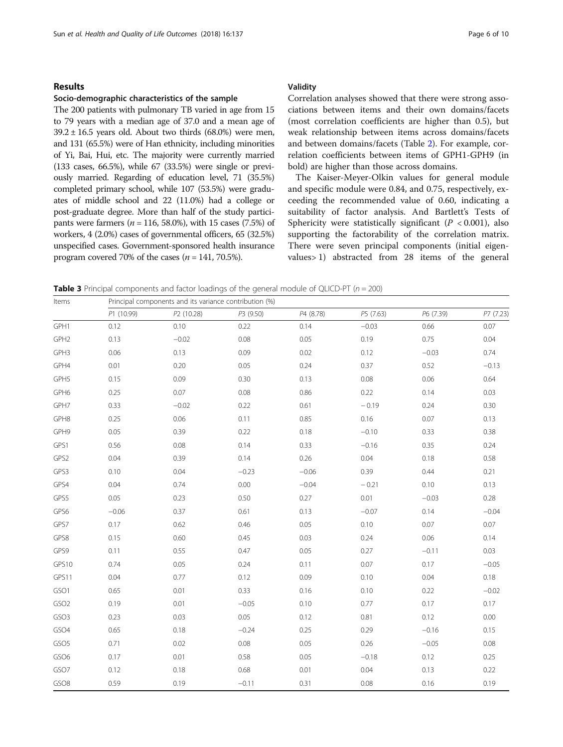## Results

### Socio-demographic characteristics of the sample

The 200 patients with pulmonary TB varied in age from 15 to 79 years with a median age of 37.0 and a mean age of $39.2 \pm 16.5$ years old. About two thirds (68.0%) were men, and 131 (65.5%) were of Han ethnicity, including minorities of Yi, Bai, Hui, etc. The majority were currently married (133 cases, 66.5%), while 67 (33.5%) were single or previously married. Regarding of education level, 71 (35.5%) completed primary school, while 107 (53.5%) were graduates of middle school and 22 (11.0%) had a college or post-graduate degree. More than half of the study participants were farmers ($n = 116$, 58.0%), with 15 cases (7.5%) of workers, 4 (2.0%) cases of governmental officers, 65 (32.5%) unspecified cases. Government-sponsored health insurance program covered 70% of the cases ($n = 141$, 70.5%).

### Validity

Correlation analyses showed that there were strong associations between items and their own domains/facets (most correlation coefficients are higher than 0.5), but weak relationship between items across domains/facets and between domains/facets (Table 2). For example, correlation coefficients between items of GPH1-GPH9 (in bold) are higher than those across domains.

The Kaiser-Meyer-Olkin values for general module and specific module were 0.84, and 0.75, respectively, exceeding the recommended value of 0.60, indicating a suitability of factor analysis. And Bartlett's Tests of Sphericity were statistically significant ($P < 0.001$), also supporting the factorability of the correlation matrix. There were seven principal components (initial eigenvalues> 1) abstracted from 28 items of the general

**Table 3** Principal components and factor loadings of the general module of QLICD-PT ($n = 200$)

| Items | Principal components and its variance contribution (%) | | | | | | |
|---|---|---|---|---|---|---|---|
| | *P1* (10.99) | *P2* (10.28) | *P3* (9.50) | *P4* (8.78) | *P5* (7.63) | *P6* (7.39) | *P7* (7.23) |
| GPH1 | 0.12 | 0.10 | 0.22 | 0.14 | −0.03 | 0.66 | 0.07 |
| GPH2 | 0.13 | −0.02 | 0.08 | 0.05 | 0.19 | 0.75 | 0.04 |
| GPH3 | 0.06 | 0.13 | 0.09 | 0.02 | 0.12 | −0.03 | 0.74 |
| GPH4 | 0.01 | 0.20 | 0.05 | 0.24 | 0.37 | 0.52 | −0.13 |
| GPH5 | 0.15 | 0.09 | 0.30 | 0.13 | 0.08 | 0.06 | 0.64 |
| GPH6 | 0.25 | 0.07 | 0.08 | 0.86 | 0.22 | 0.14 | 0.03 |
| GPH7 | 0.33 | −0.02 | 0.22 | 0.61 | −0.19 | 0.24 | 0.30 |
| GPH8 | 0.25 | 0.06 | 0.11 | 0.85 | 0.16 | 0.07 | 0.13 |
| GPH9 | 0.05 | 0.39 | 0.22 | 0.18 | −0.10 | 0.33 | 0.38 |
| GPS1 | 0.56 | 0.08 | 0.14 | 0.33 | −0.16 | 0.35 | 0.24 |
| GPS2 | 0.04 | 0.39 | 0.14 | 0.26 | 0.04 | 0.18 | 0.58 |
| GPS3 | 0.10 | 0.04 | −0.23 | −0.06 | 0.39 | 0.44 | 0.21 |
| GPS4 | 0.04 | 0.74 | 0.00 | −0.04 | −0.21 | 0.10 | 0.13 |
| GPS5 | 0.05 | 0.23 | 0.50 | 0.27 | 0.01 | −0.03 | 0.28 |
| GPS6 | −0.06 | 0.37 | 0.61 | 0.13 | −0.07 | 0.14 | −0.04 |
| GPS7 | 0.17 | 0.62 | 0.46 | 0.05 | 0.10 | 0.07 | 0.07 |
| GPS8 | 0.15 | 0.60 | 0.45 | 0.03 | 0.24 | 0.06 | 0.14 |
| GPS9 | 0.11 | 0.55 | 0.47 | 0.05 | 0.27 | −0.11 | 0.03 |
| GPS10 | 0.74 | 0.05 | 0.24 | 0.11 | 0.07 | 0.17 | −0.05 |
| GPS11 | 0.04 | 0.77 | 0.12 | 0.09 | 0.10 | 0.04 | 0.18 |
| GSO1 | 0.65 | 0.01 | 0.33 | 0.16 | 0.10 | 0.22 | −0.02 |
| GSO2 | 0.19 | 0.01 | −0.05 | 0.10 | 0.77 | 0.17 | 0.17 |
| GSO3 | 0.23 | 0.03 | 0.05 | 0.12 | 0.81 | 0.12 | 0.00 |
| GSO4 | 0.65 | 0.18 | −0.24 | 0.25 | 0.29 | −0.16 | 0.15 |
| GSO5 | 0.71 | 0.02 | 0.08 | 0.05 | 0.26 | −0.05 | 0.08 |
| GSO6 | 0.17 | 0.01 | 0.58 | 0.05 | −0.18 | 0.12 | 0.25 |
| GSO7 | 0.12 | 0.18 | 0.68 | 0.01 | 0.04 | 0.13 | 0.22 |
| GSO8 | 0.59 | 0.19 | −0.11 | 0.31 | 0.08 | 0.16 | 0.19 |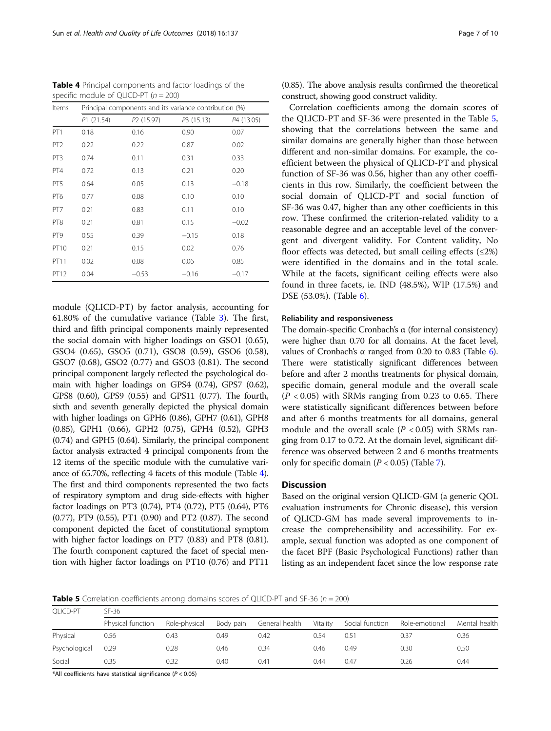**Table 4** Principal components and factor loadings of the specific module of QLICD-PT ($n = 200$)

| Items | Principal components and its variance contribution (%) | | | |
|---|---|---|---|---|
| | P1 (21.54) | P2 (15.97) | P3 (15.13) | P4 (13.05) |
| PT1 | 0.18 | 0.16 | 0.90 | 0.07 |
| PT2 | 0.22 | 0.22 | 0.87 | 0.02 |
| PT3 | 0.74 | 0.11 | 0.31 | 0.33 |
| PT4 | 0.72 | 0.13 | 0.21 | 0.20 |
| PT5 | 0.64 | 0.05 | 0.13 | −0.18 |
| PT6 | 0.77 | 0.08 | 0.10 | 0.10 |
| PT7 | 0.21 | 0.83 | 0.11 | 0.10 |
| PT8 | 0.21 | 0.81 | 0.15 | −0.02 |
| PT9 | 0.55 | 0.39 | −0.15 | 0.18 |
| PT10 | 0.21 | 0.15 | 0.02 | 0.76 |
| PT11 | 0.02 | 0.08 | 0.06 | 0.85 |
| PT12 | 0.04 | −0.53 | −0.16 | −0.17 |

module (QLICD-PT) by factor analysis, accounting for 61.80% of the cumulative variance (Table 3). The first, third and fifth principal components mainly represented the social domain with higher loadings on GSO1 (0.65), GSO4 (0.65), GSO5 (0.71), GSO8 (0.59), GSO6 (0.58), GSO7 (0.68), GSO2 (0.77) and GSO3 (0.81). The second principal component largely reflected the psychological domain with higher loadings on GPS4 (0.74), GPS7 (0.62), GPS8 (0.60), GPS9 (0.55) and GPS11 (0.77). The fourth, sixth and seventh generally depicted the physical domain with higher loadings on GPH6 (0.86), GPH7 (0.61), GPH8 (0.85), GPH1 (0.66), GPH2 (0.75), GPH4 (0.52), GPH3 (0.74) and GPH5 (0.64). Similarly, the principal component factor analysis extracted 4 principal components from the 12 items of the specific module with the cumulative variance of 65.70%, reflecting 4 facets of this module (Table 4). The first and third components represented the two facts of respiratory symptom and drug side-effects with higher factor loadings on PT3 (0.74), PT4 (0.72), PT5 (0.64), PT6 (0.77), PT9 (0.55), PT1 (0.90) and PT2 (0.87). The second component depicted the facet of constitutional symptom with higher factor loadings on PT7 (0.83) and PT8 (0.81). The fourth component captured the facet of special mention with higher factor loadings on PT10 (0.76) and PT11 (0.85). The above analysis results confirmed the theoretical construct, showing good construct validity.

Correlation coefficients among the domain scores of the QLICD-PT and SF-36 were presented in the Table 5, showing that the correlations between the same and similar domains are generally higher than those between different and non-similar domains. For example, the coefficient between the physical of QLICD-PT and physical function of SF-36 was 0.56, higher than any other coefficients in this row. Similarly, the coefficient between the social domain of QLICD-PT and social function of SF-36 was 0.47, higher than any other coefficients in this row. These confirmed the criterion-related validity to a reasonable degree and an acceptable level of the convergent and divergent validity. For Content validity, No floor effects was detected, but small ceiling effects (≤2%) were identified in the domains and in the total scale. While at the facets, significant ceiling effects were also found in three facets, ie. IND (48.5%), WIP (17.5%) and DSE (53.0%). (Table 6).

### Reliability and responsiveness

The domain-specific Cronbach's α (for internal consistency) were higher than 0.70 for all domains. At the facet level, values of Cronbach's α ranged from 0.20 to 0.83 (Table 6). There were statistically significant differences between before and after 2 months treatments for physical domain, specific domain, general module and the overall scale ($P < 0.05$) with SRMs ranging from 0.23 to 0.65. There were statistically significant differences between before and after 6 months treatments for all domains, general module and the overall scale ($P < 0.05$) with SRMs ranging from 0.17 to 0.72. At the domain level, significant difference was observed between 2 and 6 months treatments only for specific domain ($P < 0.05$) (Table 7).

## Discussion

Based on the original version QLICD-GM (a generic QOL evaluation instruments for Chronic disease), this version of QLICD-GM has made several improvements to increase the comprehensibility and accessibility. For example, sexual function was adopted as one component of the facet BPF (Basic Psychological Functions) rather than listing as an independent facet since the low response rate

**Table 5** Correlation coefficients among domains scores of QLICD-PT and SF-36 ($n = 200$)

| QLICD-PT | SF-36 | | | | | | | |
|---|---|---|---|---|---|---|---|---|
| | Physical function | Role-physical | Body pain | General health | Vitality | Social function | Role-emotional | Mental health |
| Physical | 0.56 | 0.43 | 0.49 | 0.42 | 0.54 | 0.51 | 0.37 | 0.36 |
| Psychological | 0.29 | 0.28 | 0.46 | 0.34 | 0.46 | 0.49 | 0.30 | 0.50 |
| Social | 0.35 | 0.32 | 0.40 | 0.41 | 0.44 | 0.47 | 0.26 | 0.44 |

*All coefficients have statistical significance ($P < 0.05$)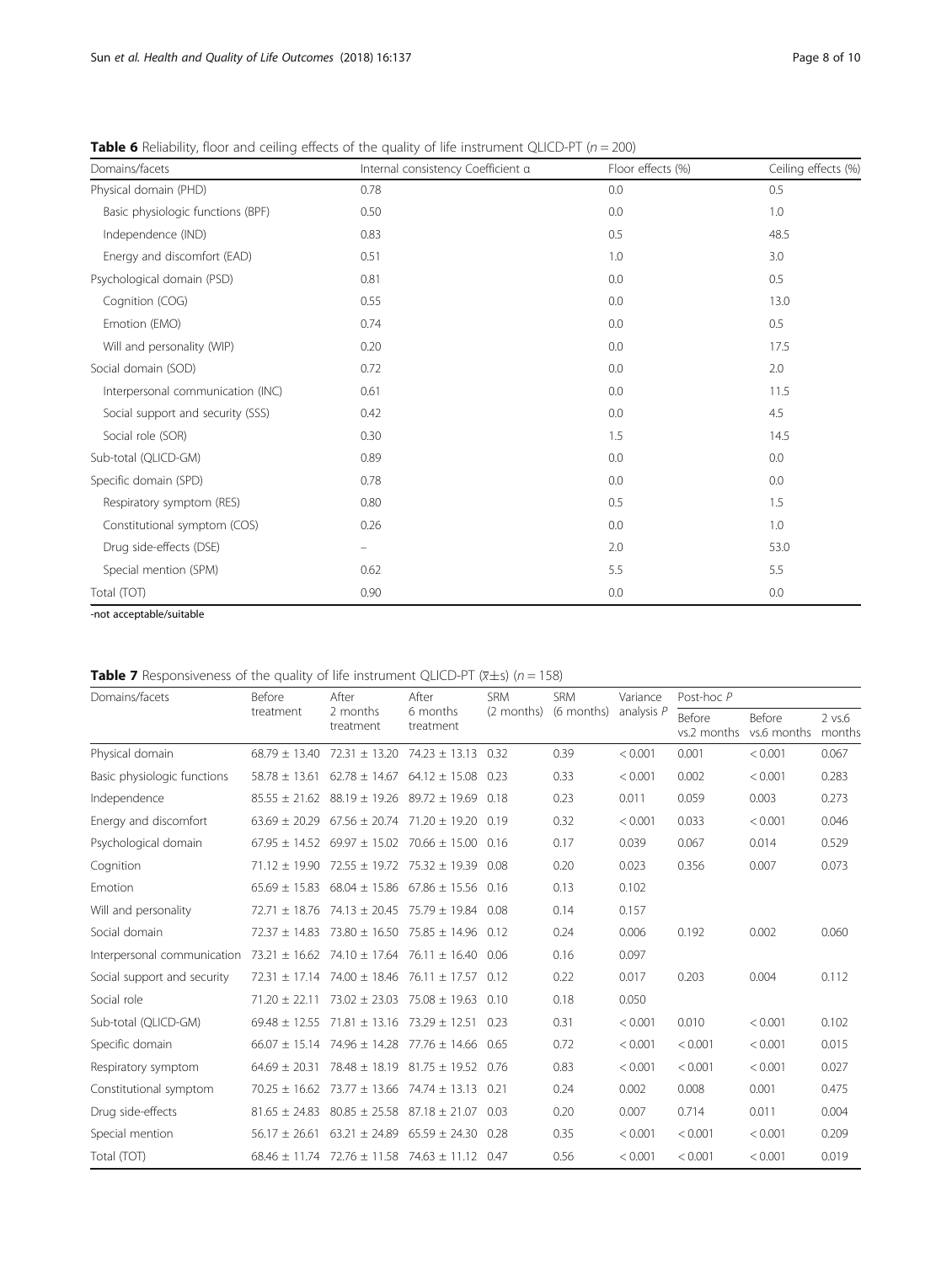**Table 6** Reliability, floor and ceiling effects of the quality of life instrument QLICD-PT ($n = 200$)

| Domains/facets | Internal consistency Coefficient α | Floor effects (%) | Ceiling effects (%) |
|---|---|---|---|
| Physical domain (PHD) | 0.78 | 0.0 | 0.5 |
| Basic physiologic functions (BPF) | 0.50 | 0.0 | 1.0 |
| Independence (IND) | 0.83 | 0.5 | 48.5 |
| Energy and discomfort (EAD) | 0.51 | 1.0 | 3.0 |
| Psychological domain (PSD) | 0.81 | 0.0 | 0.5 |
| Cognition (COG) | 0.55 | 0.0 | 13.0 |
| Emotion (EMO) | 0.74 | 0.0 | 0.5 |
| Will and personality (WIP) | 0.20 | 0.0 | 17.5 |
| Social domain (SOD) | 0.72 | 0.0 | 2.0 |
| Interpersonal communication (INC) | 0.61 | 0.0 | 11.5 |
| Social support and security (SSS) | 0.42 | 0.0 | 4.5 |
| Social role (SOR) | 0.30 | 1.5 | 14.5 |
| Sub-total (QLICD-GM) | 0.89 | 0.0 | 0.0 |
| Specific domain (SPD) | 0.78 | 0.0 | 0.0 |
| Respiratory symptom (RES) | 0.80 | 0.5 | 1.5 |
| Constitutional symptom (COS) | 0.26 | 0.0 | 1.0 |
| Drug side-effects (DSE) | – | 2.0 | 53.0 |
| Special mention (SPM) | 0.62 | 5.5 | 5.5 |
| Total (TOT) | 0.90 | 0.0 | 0.0 |

-not acceptable/suitable

**Table 7** Responsiveness of the quality of life instrument QLICD-PT ($\bar{x}\pm s$) ($n = 158$)

| Domains/facets | Before treatment | After 2 months treatment | After 6 months treatment | SRM (2 months) | SRM (6 months) | Variance analysis P | Post-hoc P | | |
|---|---|---|---|---|---|---|---|---|---|
| | | | | | | | Before vs.2 months | Before vs.6 months | 2 vs.6 months |
| Physical domain | 68.79 ± 13.40 | 72.31 ± 13.20 | 74.23 ± 13.13 | 0.32 | 0.39 | < 0.001 | 0.001 | < 0.001 | 0.067 |
| Basic physiologic functions | 58.78 ± 13.61 | 62.78 ± 14.67 | 64.12 ± 15.08 | 0.23 | 0.33 | < 0.001 | 0.002 | < 0.001 | 0.283 |
| Independence | 85.55 ± 21.62 | 88.19 ± 19.26 | 89.72 ± 19.69 | 0.18 | 0.23 | 0.011 | 0.059 | 0.003 | 0.273 |
| Energy and discomfort | 63.69 ± 20.29 | 67.56 ± 20.74 | 71.20 ± 19.20 | 0.19 | 0.32 | < 0.001 | 0.033 | < 0.001 | 0.046 |
| Psychological domain | 67.95 ± 14.52 | 69.97 ± 15.02 | 70.66 ± 15.00 | 0.16 | 0.17 | 0.039 | 0.067 | 0.014 | 0.529 |
| Cognition | 71.12 ± 19.90 | 72.55 ± 19.72 | 75.32 ± 19.39 | 0.08 | 0.20 | 0.023 | 0.356 | 0.007 | 0.073 |
| Emotion | 65.69 ± 15.83 | 68.04 ± 15.86 | 67.86 ± 15.56 | 0.16 | 0.13 | 0.102 | | | |
| Will and personality | 72.71 ± 18.76 | 74.13 ± 20.45 | 75.79 ± 19.84 | 0.08 | 0.14 | 0.157 | | | |
| Social domain | 72.37 ± 14.83 | 73.80 ± 16.50 | 75.85 ± 14.96 | 0.12 | 0.24 | 0.006 | 0.192 | 0.002 | 0.060 |
| Interpersonal communication | 73.21 ± 16.62 | 74.10 ± 17.64 | 76.11 ± 16.40 | 0.06 | 0.16 | 0.097 | | | |
| Social support and security | 72.31 ± 17.14 | 74.00 ± 18.46 | 76.11 ± 17.57 | 0.12 | 0.22 | 0.017 | 0.203 | 0.004 | 0.112 |
| Social role | 71.20 ± 22.11 | 73.02 ± 23.03 | 75.08 ± 19.63 | 0.10 | 0.18 | 0.050 | | | |
| Sub-total (QLICD-GM) | 69.48 ± 12.55 | 71.81 ± 13.16 | 73.29 ± 12.51 | 0.23 | 0.31 | < 0.001 | 0.010 | < 0.001 | 0.102 |
| Specific domain | 66.07 ± 15.14 | 74.96 ± 14.28 | 77.76 ± 14.66 | 0.65 | 0.72 | < 0.001 | < 0.001 | < 0.001 | 0.015 |
| Respiratory symptom | 64.69 ± 20.31 | 78.48 ± 18.19 | 81.75 ± 19.52 | 0.76 | 0.83 | < 0.001 | < 0.001 | < 0.001 | 0.027 |
| Constitutional symptom | 70.25 ± 16.62 | 73.77 ± 13.66 | 74.74 ± 13.13 | 0.21 | 0.24 | 0.002 | 0.008 | 0.001 | 0.475 |
| Drug side-effects | 81.65 ± 24.83 | 80.85 ± 25.58 | 87.18 ± 21.07 | 0.03 | 0.20 | 0.007 | 0.714 | 0.011 | 0.004 |
| Special mention | 56.17 ± 26.61 | 63.21 ± 24.89 | 65.59 ± 24.30 | 0.28 | 0.35 | < 0.001 | < 0.001 | < 0.001 | 0.209 |
| Total (TOT) | 68.46 ± 11.74 | 72.76 ± 11.58 | 74.63 ± 11.12 | 0.47 | 0.56 | < 0.001 | < 0.001 | < 0.001 | 0.019 |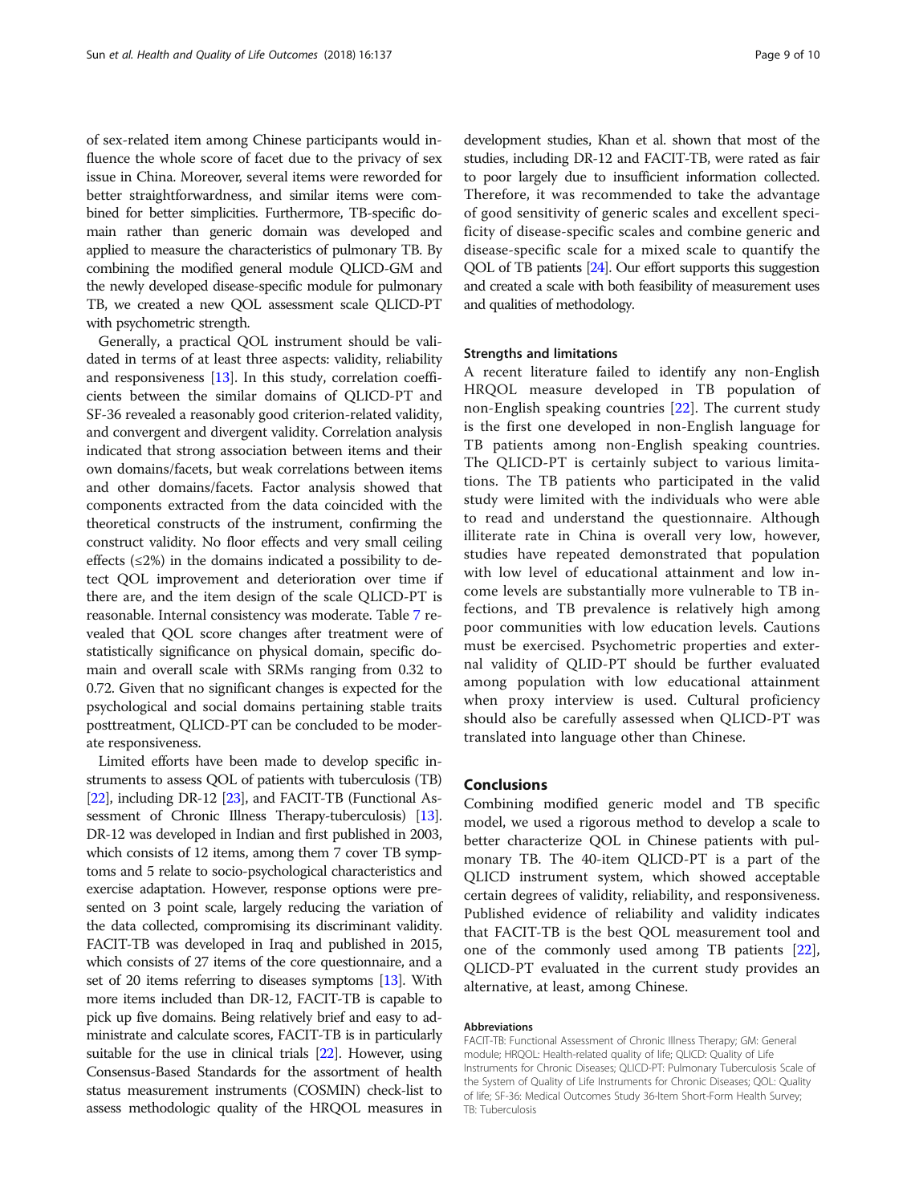of sex-related item among Chinese participants would influence the whole score of facet due to the privacy of sex issue in China. Moreover, several items were reworded for better straightforwardness, and similar items were combined for better simplicities. Furthermore, TB-specific domain rather than generic domain was developed and applied to measure the characteristics of pulmonary TB. By combining the modified general module QLICD-GM and the newly developed disease-specific module for pulmonary TB, we created a new QOL assessment scale QLICD-PT with psychometric strength.

Generally, a practical QOL instrument should be validated in terms of at least three aspects: validity, reliability and responsiveness [13]. In this study, correlation coefficients between the similar domains of QLICD-PT and SF-36 revealed a reasonably good criterion-related validity, and convergent and divergent validity. Correlation analysis indicated that strong association between items and their own domains/facets, but weak correlations between items and other domains/facets. Factor analysis showed that components extracted from the data coincided with the theoretical constructs of the instrument, confirming the construct validity. No floor effects and very small ceiling effects (≤2%) in the domains indicated a possibility to detect QOL improvement and deterioration over time if there are, and the item design of the scale QLICD-PT is reasonable. Internal consistency was moderate. Table 7 revealed that QOL score changes after treatment were of statistically significance on physical domain, specific domain and overall scale with SRMs ranging from 0.32 to 0.72. Given that no significant changes is expected for the psychological and social domains pertaining stable traits posttreatment, QLICD-PT can be concluded to be moderate responsiveness.

Limited efforts have been made to develop specific instruments to assess QOL of patients with tuberculosis (TB) [22], including DR-12 [23], and FACIT-TB (Functional Assessment of Chronic Illness Therapy-tuberculosis) [13]. DR-12 was developed in Indian and first published in 2003, which consists of 12 items, among them 7 cover TB symptoms and 5 relate to socio-psychological characteristics and exercise adaptation. However, response options were presented on 3 point scale, largely reducing the variation of the data collected, compromising its discriminant validity. FACIT-TB was developed in Iraq and published in 2015, which consists of 27 items of the core questionnaire, and a set of 20 items referring to diseases symptoms [13]. With more items included than DR-12, FACIT-TB is capable to pick up five domains. Being relatively brief and easy to administrate and calculate scores, FACIT-TB is in particularly suitable for the use in clinical trials [22]. However, using Consensus-Based Standards for the assortment of health status measurement instruments (COSMIN) check-list to assess methodologic quality of the HRQOL measures in development studies, Khan et al. shown that most of the studies, including DR-12 and FACIT-TB, were rated as fair to poor largely due to insufficient information collected. Therefore, it was recommended to take the advantage of good sensitivity of generic scales and excellent specificity of disease-specific scales and combine generic and disease-specific scale for a mixed scale to quantify the QOL of TB patients [24]. Our effort supports this suggestion and created a scale with both feasibility of measurement uses and qualities of methodology.

### Strengths and limitations

A recent literature failed to identify any non-English HRQOL measure developed in TB population of non-English speaking countries [22]. The current study is the first one developed in non-English language for TB patients among non-English speaking countries. The QLICD-PT is certainly subject to various limitations. The TB patients who participated in the valid study were limited with the individuals who were able to read and understand the questionnaire. Although illiterate rate in China is overall very low, however, studies have repeated demonstrated that population with low level of educational attainment and low income levels are substantially more vulnerable to TB infections, and TB prevalence is relatively high among poor communities with low education levels. Cautions must be exercised. Psychometric properties and external validity of QLID-PT should be further evaluated among population with low educational attainment when proxy interview is used. Cultural proficiency should also be carefully assessed when QLICD-PT was translated into language other than Chinese.

## Conclusions

Combining modified generic model and TB specific model, we used a rigorous method to develop a scale to better characterize QOL in Chinese patients with pulmonary TB. The 40-item QLICD-PT is a part of the QLICD instrument system, which showed acceptable certain degrees of validity, reliability, and responsiveness. Published evidence of reliability and validity indicates that FACIT-TB is the best QOL measurement tool and one of the commonly used among TB patients [22], QLICD-PT evaluated in the current study provides an alternative, at least, among Chinese.

#### Abbreviations

FACIT-TB: Functional Assessment of Chronic Illness Therapy; GM: General module; HRQOL: Health-related quality of life; QLICD: Quality of Life Instruments for Chronic Diseases; QLICD-PT: Pulmonary Tuberculosis Scale of the System of Quality of Life Instruments for Chronic Diseases; QOL: Quality of life; SF-36: Medical Outcomes Study 36-Item Short-Form Health Survey; TB: Tuberculosis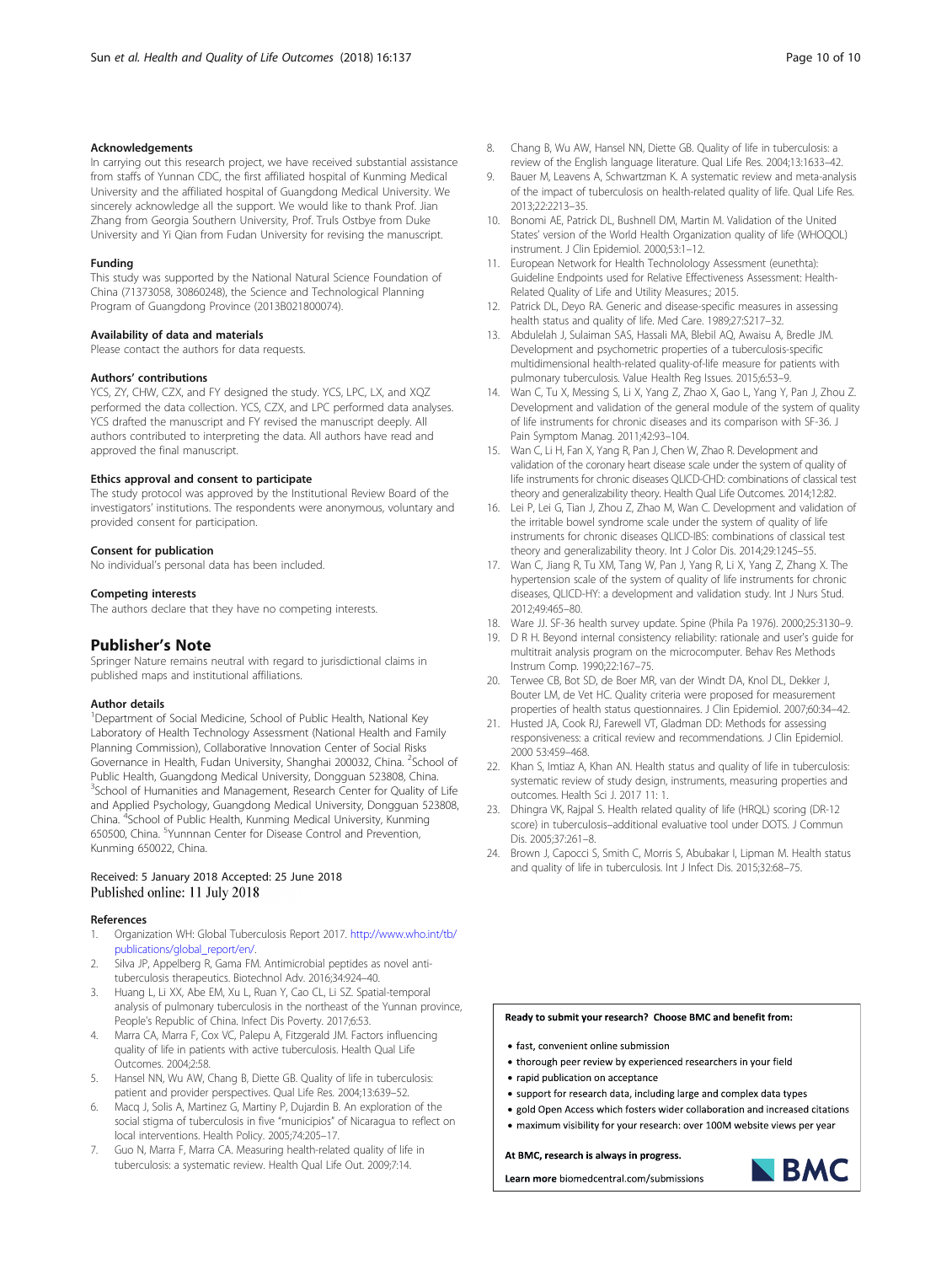### Acknowledgements

In carrying out this research project, we have received substantial assistance from staffs of Yunnan CDC, the first affiliated hospital of Kunming Medical University and the affiliated hospital of Guangdong Medical University. We sincerely acknowledge all the support. We would like to thank Prof. Jian Zhang from Georgia Southern University, Prof. Truls Ostbye from Duke University and Yi Qian from Fudan University for revising the manuscript.

### Funding

This study was supported by the National Natural Science Foundation of China (71373058, 30860248), the Science and Technological Planning Program of Guangdong Province (2013B021800074).

### Availability of data and materials

Please contact the authors for data requests.

### Authors' contributions

YCS, ZY, CHW, CZX, and FY designed the study. YCS, LPC, LX, and XQZ performed the data collection. YCS, CZX, and LPC performed data analyses. YCS drafted the manuscript and FY revised the manuscript deeply. All authors contributed to interpreting the data. All authors have read and approved the final manuscript.

### Ethics approval and consent to participate

The study protocol was approved by the Institutional Review Board of the investigators' institutions. The respondents were anonymous, voluntary and provided consent for participation.

### Consent for publication

No individual's personal data has been included.

### Competing interests

The authors declare that they have no competing interests.

## Publisher's Note

Springer Nature remains neutral with regard to jurisdictional claims in published maps and institutional affiliations.

### Author details

[1]Department of Social Medicine, School of Public Health, National Key Laboratory of Health Technology Assessment (National Health and Family Planning Commission), Collaborative Innovation Center of Social Risks Governance in Health, Fudan University, Shanghai 200032, China. [2]School of Public Health, Guangdong Medical University, Dongguan 523808, China. [3]School of Humanities and Management, Research Center for Quality of Life and Applied Psychology, Guangdong Medical University, Dongguan 523808, China. [4]School of Public Health, Kunming Medical University, Kunming 650500, China. [5]Yunnan Center for Disease Control and Prevention, Kunming 650022, China.

Received: 5 January 2018 Accepted: 25 June 2018
Published online: 11 July 2018

### References

1. Organization WH: Global Tuberculosis Report 2017. http://www.who.int/tb/publications/global_report/en/.
2. Silva JP, Appelberg R, Gama FM. Antimicrobial peptides as novel anti-tuberculosis therapeutics. Biotechnol Adv. 2016;34:924–40.
3. Huang L, Li XX, Abe EM, Xu L, Ruan Y, Cao CL, Li SZ. Spatial-temporal analysis of pulmonary tuberculosis in the northeast of the Yunnan province, People's Republic of China. Infect Dis Poverty. 2017;6:53.
4. Marra CA, Marra F, Cox VC, Palepu A, Fitzgerald JM. Factors influencing quality of life in patients with active tuberculosis. Health Qual Life Outcomes. 2004;2:58.
5. Hansel NN, Wu AW, Chang B, Diette GB. Quality of life in tuberculosis: patient and provider perspectives. Qual Life Res. 2004;13:639–52.
6. Macq J, Solis A, Martinez G, Martiny P, Dujardin B. An exploration of the social stigma of tuberculosis in five "municipios" of Nicaragua to reflect on local interventions. Health Policy. 2005;74:205–17.
7. Guo N, Marra F, Marra CA. Measuring health-related quality of life in tuberculosis: a systematic review. Health Qual Life Out. 2009;7:14.
8. Chang B, Wu AW, Hansel NN, Diette GB. Quality of life in tuberculosis: a review of the English language literature. Qual Life Res. 2004;13:1633–42.
9. Bauer M, Leavens A, Schwartzman K. A systematic review and meta-analysis of the impact of tuberculosis on health-related quality of life. Qual Life Res. 2013;22:2213–35.
10. Bonomi AE, Patrick DL, Bushnell DM, Martin M. Validation of the United States' version of the World Health Organization quality of life (WHOQOL) instrument. J Clin Epidemiol. 2000;53:1–12.
11. European Network for Health Technology Assessment (eunethta): Guideline Endpoints used for Relative Effectiveness Assessment: Health-Related Quality of Life and Utility Measures.; 2015.
12. Patrick DL, Deyo RA. Generic and disease-specific measures in assessing health status and quality of life. Med Care. 1989;27:S217–32.
13. Abdulelah J, Sulaiman SAS, Hassali MA, Blebil AQ, Awaisu A, Bredle JM. Development and psychometric properties of a tuberculosis-specific multidimensional health-related quality-of-life measure for patients with pulmonary tuberculosis. Value Health Reg Issues. 2015;6:53–9.
14. Wan C, Tu X, Messing S, Li X, Yang Z, Zhao X, Gao L, Yang Y, Pan J, Zhou Z. Development and validation of the general module of the system of quality of life instruments for chronic diseases and its comparison with SF-36. J Pain Symptom Manag. 2011;42:93–104.
15. Wan C, Li H, Fan X, Yang R, Pan J, Chen W, Zhao R. Development and validation of the coronary heart disease scale under the system of quality of life instruments for chronic diseases QLICD-CHD: combinations of classical test theory and generalizability theory. Health Qual Life Outcomes. 2014;12:82.
16. Lei P, Lei G, Tian J, Zhou Z, Zhao M, Wan C. Development and validation of the irritable bowel syndrome scale under the system of quality of life instruments for chronic diseases QLICD-IBS: combinations of classical test theory and generalizability theory. Int J Color Dis. 2014;29:1245–55.
17. Wan C, Jiang R, Tu XM, Tang W, Pan J, Yang R, Li X, Yang Z, Zhang X. The hypertension scale of the system of quality of life instruments for chronic diseases, QLICD-HY: a development and validation study. Int J Nurs Stud. 2012;49:465–80.
18. Ware JJ. SF-36 health survey update. Spine (Phila Pa 1976). 2000;25:3130–9.
19. D R H. Beyond internal consistency reliability: rationale and user's guide for multitrait analysis program on the microcomputer. Behav Res Methods Instrum Comp. 1990;22:167–75.
20. Terwee CB, Bot SD, de Boer MR, van der Windt DA, Knol DL, Dekker J, Bouter LM, de Vet HC. Quality criteria were proposed for measurement properties of health status questionnaires. J Clin Epidemiol. 2007;60:34–42.
21. Husted JA, Cook RJ, Farewell VT, Gladman DD: Methods for assessing responsiveness: a critical review and recommendations. J Clin Epidemiol. 2000 53:459–468.
22. Khan S, Imtiaz A, Khan AN. Health status and quality of life in tuberculosis: systematic review of study design, instruments, measuring properties and outcomes. Health Sci J. 2017 11: 1.
23. Dhingra VK, Rajpal S. Health related quality of life (HRQL) scoring (DR-12 score) in tuberculosis–additional evaluative tool under DOTS. J Commun Dis. 2005;37:261–8.
24. Brown J, Capocci S, Smith C, Morris S, Abubakar I, Lipman M. Health status and quality of life in tuberculosis. Int J Infect Dis. 2015;32:68–75.

**Ready to submit your research? Choose BMC and benefit from:**

- fast, convenient online submission
- thorough peer review by experienced researchers in your field
- rapid publication on acceptance
- support for research data, including large and complex data types
- gold Open Access which fosters wider collaboration and increased citations
- maximum visibility for your research: over 100M website views per year

**At BMC, research is always in progress.**

**Learn more** biomedcentral.com/submissions

BMC